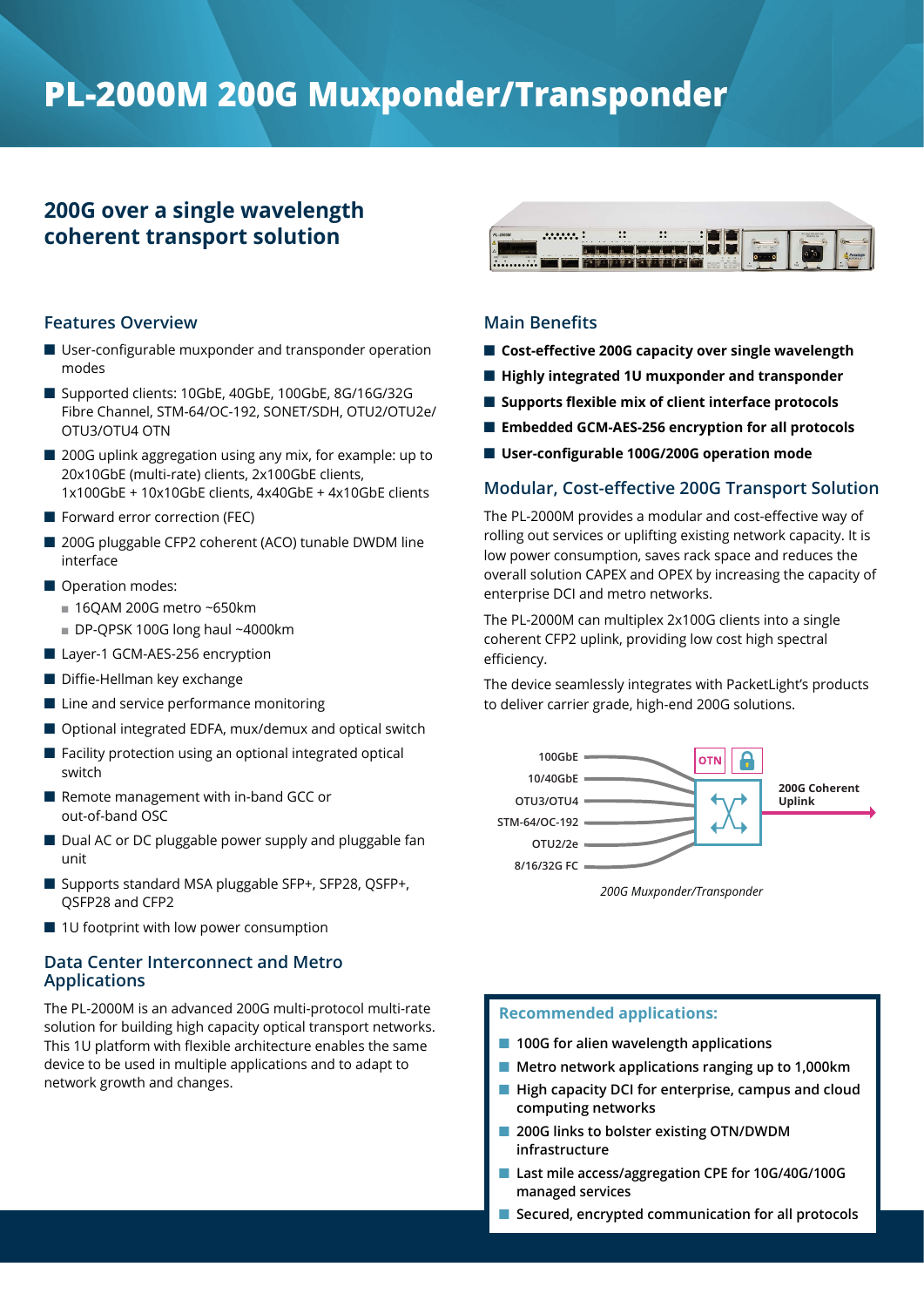# PL-2000M 200G Muxponder/Transponder

## 200G over a single wavelength coherent transport solution

### Features Overview

- User-configurable muxponder and transponder operation modes
- Supported clients: 10GbE, 40GbE, 100GbE, 8G/16G/32G Fibre Channel, STM-64/OC-192, SONET/SDH, OTU2/OTU2e/OTU3/OTU4 OTN
- 200G uplink aggregation using any mix, for example: up to 20x10GbE (multi-rate) clients, 2x100GbE clients, 1x100GbE + 10x10GbE clients, 4x40GbE + 4x10GbE clients
- Forward error correction (FEC)
- 200G pluggable CFP2 coherent (ACO) tunable DWDM line interface
- Operation modes:
  - 16QAM 200G metro ~650km
  - DP-QPSK 100G long haul ~4000km
- Layer-1 GCM-AES-256 encryption
- Diffie-Hellman key exchange
- Line and service performance monitoring
- Optional integrated EDFA, mux/demux and optical switch
- Facility protection using an optional integrated optical switch
- Remote management with in-band GCC or out-of-band OSC
- Dual AC or DC pluggable power supply and pluggable fan unit
- Supports standard MSA pluggable SFP+, SFP28, QSFP+, QSFP28 and CFP2
- 1U footprint with low power consumption

### Data Center Interconnect and Metro Applications

The PL-2000M is an advanced 200G multi-protocol multi-rate solution for building high capacity optical transport networks. This 1U platform with flexible architecture enables the same device to be used in multiple applications and to adapt to network growth and changes.

### Main Benefits

- **Cost-effective 200G capacity over single wavelength**
- **Highly integrated 1U muxponder and transponder**
- **Supports flexible mix of client interface protocols**
- **Embedded GCM-AES-256 encryption for all protocols**
- **User-configurable 100G/200G operation mode**

### Modular, Cost-effective 200G Transport Solution

The PL-2000M provides a modular and cost-effective way of rolling out services or uplifting existing network capacity. It is low power consumption, saves rack space and reduces the overall solution CAPEX and OPEX by increasing the capacity of enterprise DCI and metro networks.

The PL-2000M can multiplex 2x100G clients into a single coherent CFP2 uplink, providing low cost high spectral efficiency.

The device seamlessly integrates with PacketLight's products to deliver carrier grade, high-end 200G solutions.

100GbE
10/40GbE
OTU3/OTU4
STM-64/OC-192
OTU2/2e
8/16/32G FC
OTN
200G Coherent Uplink

*200G Muxponder/Transponder*

### Recommended applications:

- 100G for alien wavelength applications
- Metro network applications ranging up to 1,000km
- High capacity DCI for enterprise, campus and cloud computing networks
- 200G links to bolster existing OTN/DWDM infrastructure
- Last mile access/aggregation CPE for 10G/40G/100G managed services
- Secured, encrypted communication for all protocols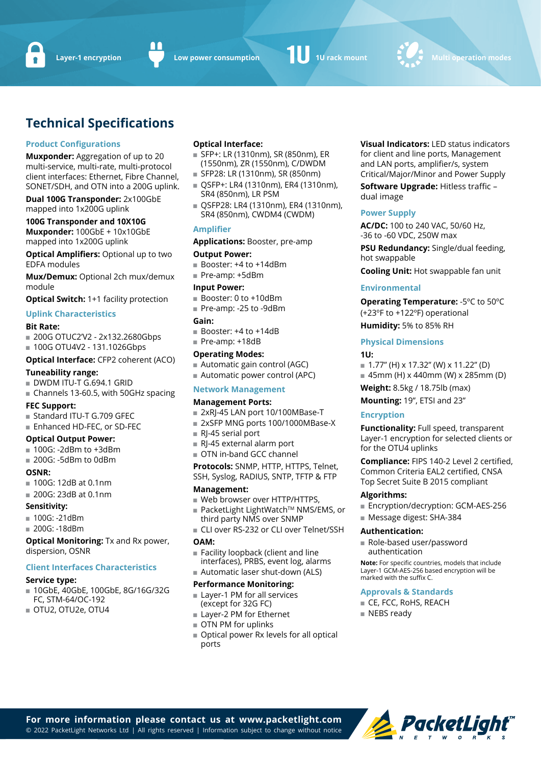Layer-1 encryption

Low power consumption

1U rack mount

Multi operation modes

# Technical Specifications

## Product Configurations

**Muxponder:** Aggregation of up to 20 multi-service, multi-rate, multi-protocol client interfaces: Ethernet, Fibre Channel, SONET/SDH, and OTN into a 200G uplink.

**Dual 100G Transponder:** 2x100GbE mapped into 1x200G uplink

**100G Transponder and 10X10G Muxponder:** 100GbE + 10x10GbE mapped into 1x200G uplink

**Optical Amplifiers:** Optional up to two EDFA modules

**Mux/Demux:** Optional 2ch mux/demux module

**Optical Switch:** 1+1 facility protection

## Uplink Characteristics

**Bit Rate:**

- 200G OTUC2'V2 - 2x132.2680Gbps
- 100G OTU4V2 - 131.1026Gbps

**Optical Interface:** CFP2 coherent (ACO)

**Tuneability range:**

- DWDM ITU-T G.694.1 GRID
- Channels 13-60.5, with 50GHz spacing

**FEC Support:**

- Standard ITU-T G.709 GFEC
- Enhanced HD-FEC, or SD-FEC

**Optical Output Power:**

- 100G: -2dBm to +3dBm
- 200G: -5dBm to 0dBm

**OSNR:**

- 100G: 12dB at 0.1nm
- 200G: 23dB at 0.1nm

**Sensitivity:**

- 100G: -21dBm
- 200G: -18dBm

**Optical Monitoring:** Tx and Rx power, dispersion, OSNR

## Client Interfaces Characteristics

**Service type:**

- 10GbE, 40GbE, 100GbE, 8G/16G/32G FC, STM-64/OC-192
- OTU2, OTU2e, OTU4

**Optical Interface:**

- SFP+: LR (1310nm), SR (850nm), ER (1550nm), ZR (1550nm), C/DWDM
- SFP28: LR (1310nm), SR (850nm)
- QSFP+: LR4 (1310nm), ER4 (1310nm), SR4 (850nm), LR PSM
- QSFP28: LR4 (1310nm), ER4 (1310nm), SR4 (850nm), CWDM4 (CWDM)

## Amplifier

**Applications:** Booster, pre-amp

**Output Power:**

- Booster: +4 to +14dBm
- Pre-amp: +5dBm

**Input Power:**

- Booster: 0 to +10dBm
- Pre-amp: -25 to -9dBm

**Gain:**

- Booster: +4 to +14dB
- Pre-amp: +18dB

**Operating Modes:**

- Automatic gain control (AGC)
- Automatic power control (APC)

## Network Management

**Management Ports:**

- 2xRJ-45 LAN port 10/100MBase-T
- 2xSFP MNG ports 100/1000MBase-X
- RJ-45 serial port
- RJ-45 external alarm port
- OTN in-band GCC channel

**Protocols:** SNMP, HTTP, HTTPS, Telnet, SSH, Syslog, RADIUS, SNTP, TFTP & FTP

**Management:**

- Web browser over HTTP/HTTPS,
- PacketLight LightWatch™ NMS/EMS, or third party NMS over SNMP
- CLI over RS-232 or CLI over Telnet/SSH

**OAM:**

- Facility loopback (client and line interfaces), PRBS, event log, alarms
- Automatic laser shut-down (ALS)

**Performance Monitoring:**

- Layer-1 PM for all services (except for 32G FC)
- Layer-2 PM for Ethernet
- OTN PM for uplinks
- Optical power Rx levels for all optical ports

**Visual Indicators:** LED status indicators for client and line ports, Management and LAN ports, amplifier/s, system Critical/Major/Minor and Power Supply

**Software Upgrade:** Hitless traffic – dual image

## Power Supply

**AC/DC:** 100 to 240 VAC, 50/60 Hz, -36 to -60 VDC, 250W max

**PSU Redundancy:** Single/dual feeding, hot swappable

**Cooling Unit:** Hot swappable fan unit

## Environmental

**Operating Temperature:** -5ºC to 50ºC (+23ºF to +122ºF) operational

**Humidity:** 5% to 85% RH

## Physical Dimensions

**1U:**

- 1.77" (H) x 17.32" (W) x 11.22" (D)
- 45mm (H) x 440mm (W) x 285mm (D)

**Weight:** 8.5kg / 18.75lb (max)

**Mounting:** 19", ETSI and 23"

## Encryption

**Functionality:** Full speed, transparent Layer-1 encryption for selected clients or for the OTU4 uplinks

**Compliance:** FIPS 140-2 Level 2 certified, Common Criteria EAL2 certified, CNSA Top Secret Suite B 2015 compliant

**Algorithms:**

- Encryption/decryption: GCM-AES-256
- Message digest: SHA-384

**Authentication:**

- Role-based user/password authentication

**Note:** For specific countries, models that include Layer-1 GCM-AES-256 based encryption will be marked with the suffix C.

## Approvals & Standards

- CE, FCC, RoHS, REACH
- NEBS ready

**For more information please contact us at www.packetlight.com**

© 2022 PacketLight Networks Ltd | All rights reserved | Information subject to change without notice

PacketLight™ NETWORKS